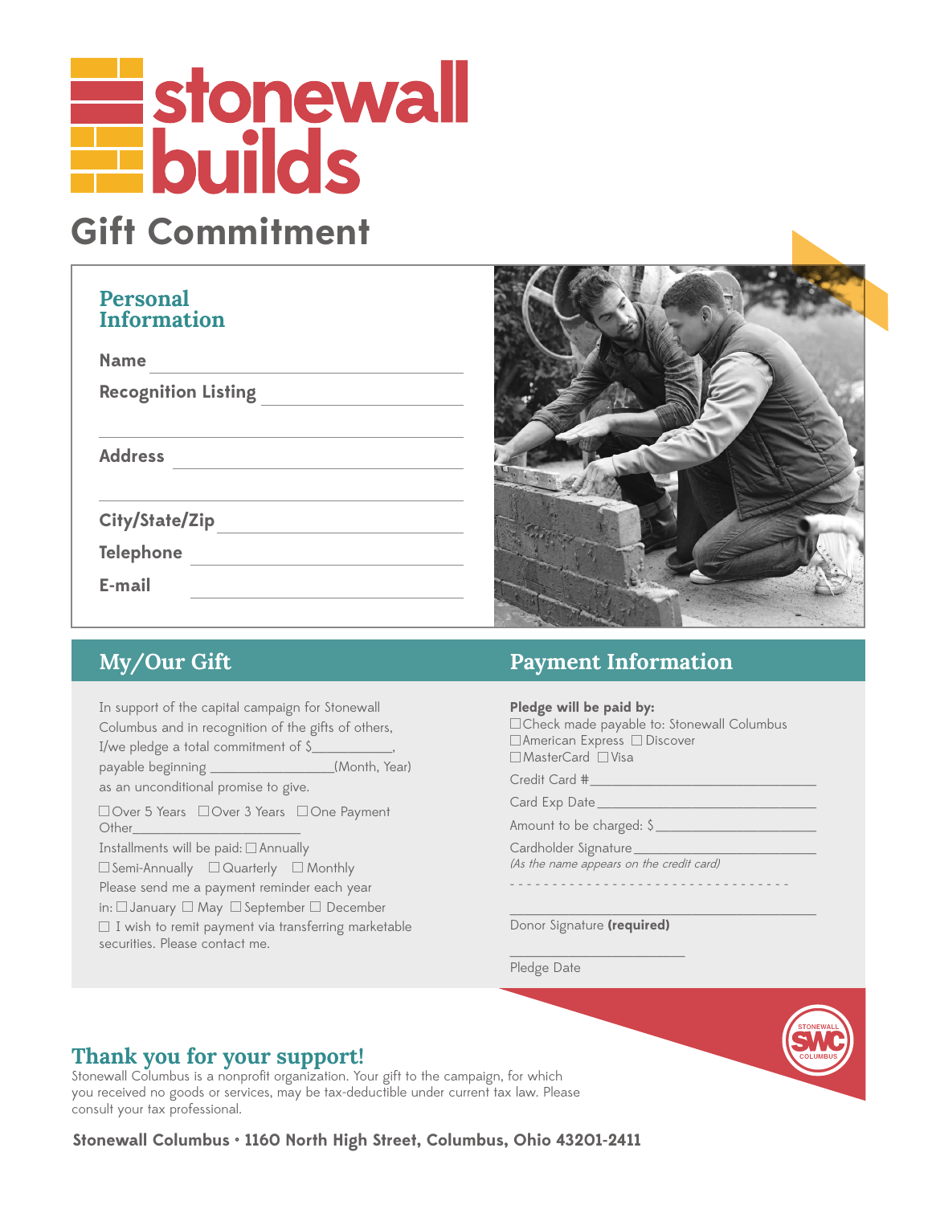# stonewall builds

## Gift Commitment

### Personal Information

**Name** ______________________________

**Recognition Listing** ______________________________

______________________________

**Address** ______________________________

______________________________

**City/State/Zip** ______________________________

**Telephone** ______________________________

**E-mail** ______________________________

## My/Our Gift

In support of the capital campaign for Stonewall Columbus and in recognition of the gifts of others, I/we pledge a total commitment of $___________, payable beginning ________________(Month, Year) as an unconditional promise to give.

☐ Over 5 Years ☐ Over 3 Years ☐ One Payment
Other_______________________

Installments will be paid: ☐ Annually
☐ Semi-Annually ☐ Quarterly ☐ Monthly

Please send me a payment reminder each year in: ☐ January ☐ May ☐ September ☐ December

☐ I wish to remit payment via transferring marketable securities. Please contact me.

## Payment Information

**Pledge will be paid by:**
☐ Check made payable to: Stonewall Columbus
☐ American Express ☐ Discover
☐ MasterCard ☐ Visa

Credit Card #______________________________

Card Exp Date______________________________

Amount to be charged: $______________________

Cardholder Signature________________________
*(As the name appears on the credit card)*

- - - - - - - - - - - - - - - - - - - - - - - - - - - - - - - -

______________________________
Donor Signature **(required)**

______________________
Pledge Date

### Thank you for your support!

Stonewall Columbus is a nonprofit organization. Your gift to the campaign, for which you received no goods or services, may be tax-deductible under current tax law. Please consult your tax professional.

STONEWALL SWC COLUMBUS

**Stonewall Columbus • 1160 North High Street, Columbus, Ohio 43201-2411**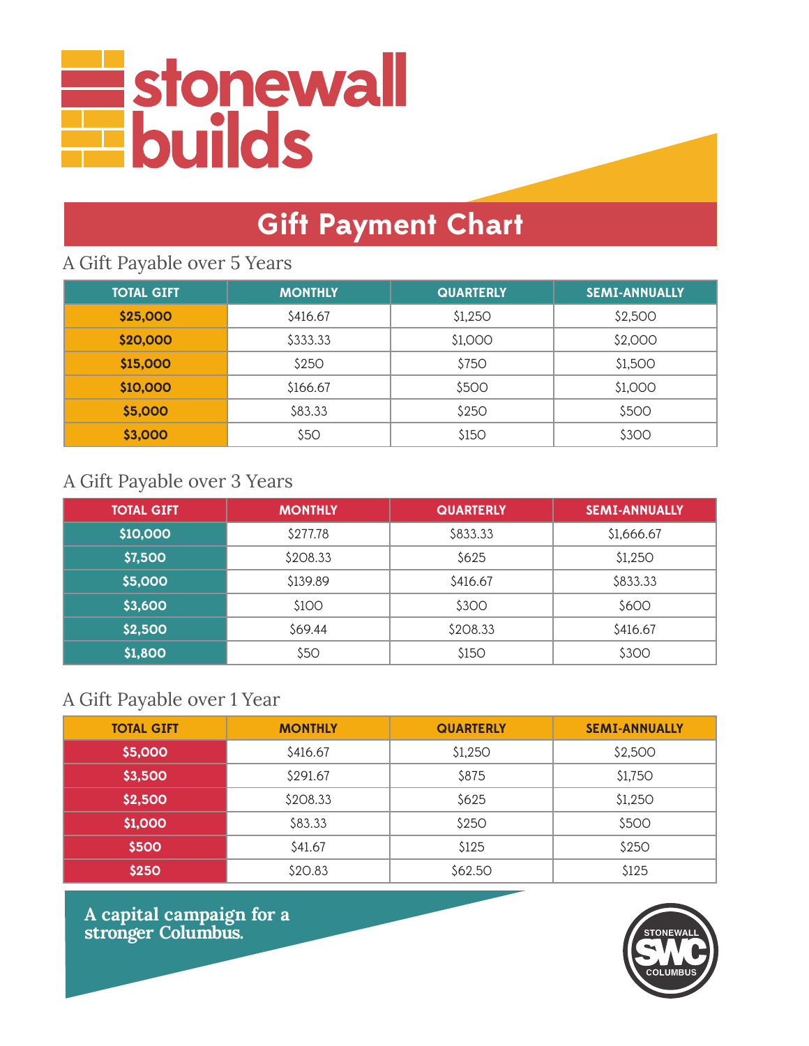# stonewall builds

## Gift Payment Chart

### A Gift Payable over 5 Years

| TOTAL GIFT | MONTHLY | QUARTERLY | SEMI-ANNUALLY |
|---|---|---|---|
| **$25,000** | $416.67 | $1,250 | $2,500 |
| **$20,000** | $333.33 | $1,000 | $2,000 |
| **$15,000** | $250 | $750 | $1,500 |
| **$10,000** | $166.67 | $500 | $1,000 |
| **$5,000** | $83.33 | $250 | $500 |
| **$3,000** | $50 | $150 | $300 |

### A Gift Payable over 3 Years

| TOTAL GIFT | MONTHLY | QUARTERLY | SEMI-ANNUALLY |
|---|---|---|---|
| **$10,000** | $277.78 | $833.33 | $1,666.67 |
| **$7,500** | $208.33 | $625 | $1,250 |
| **$5,000** | $139.89 | $416.67 | $833.33 |
| **$3,600** | $100 | $300 | $600 |
| **$2,500** | $69.44 | $208.33 | $416.67 |
| **$1,800** | $50 | $150 | $300 |

### A Gift Payable over 1 Year

| TOTAL GIFT | MONTHLY | QUARTERLY | SEMI-ANNUALLY |
|---|---|---|---|
| **$5,000** | $416.67 | $1,250 | $2,500 |
| **$3,500** | $291.67 | $875 | $1,750 |
| **$2,500** | $208.33 | $625 | $1,250 |
| **$1,000** | $83.33 | $250 | $500 |
| **$500** | $41.67 | $125 | $250 |
| **$250** | $20.83 | $62.50 | $125 |

**A capital campaign for a stronger Columbus.**

STONEWALL SWC COLUMBUS